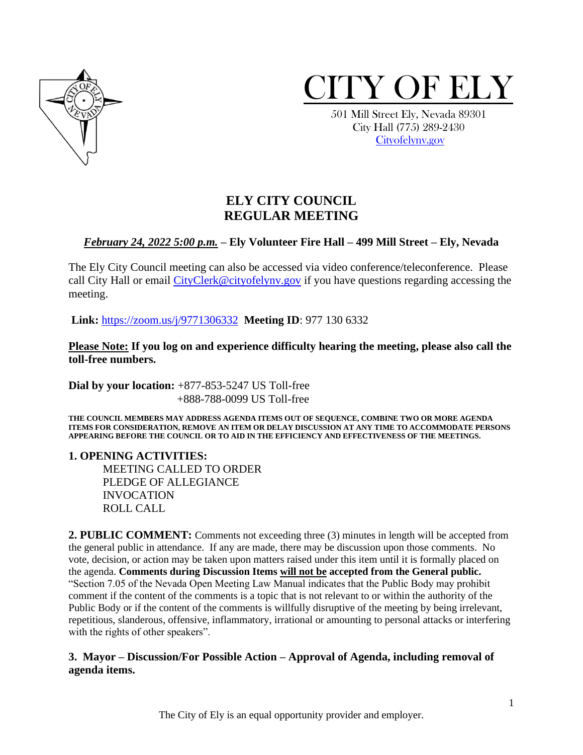# CITY OF ELY

501 Mill Street Ely, Nevada 89301
City Hall (775) 289-2430
Cityofelynv.gov

## ELY CITY COUNCIL
## REGULAR MEETING

***February 24, 2022 5:00 p.m.*** **– Ely Volunteer Fire Hall – 499 Mill Street – Ely, Nevada**

The Ely City Council meeting can also be accessed via video conference/teleconference. Please call City Hall or email CityClerk@cityofelynv.gov if you have questions regarding accessing the meeting.

**Link:** https://zoom.us/j/9771306332 **Meeting ID**: 977 130 6332

**Please Note: If you log on and experience difficulty hearing the meeting, please also call the toll-free numbers.**

**Dial by your location:** +877-853-5247 US Toll-free
+888-788-0099 US Toll-free

**THE COUNCIL MEMBERS MAY ADDRESS AGENDA ITEMS OUT OF SEQUENCE, COMBINE TWO OR MORE AGENDA ITEMS FOR CONSIDERATION, REMOVE AN ITEM OR DELAY DISCUSSION AT ANY TIME TO ACCOMMODATE PERSONS APPEARING BEFORE THE COUNCIL OR TO AID IN THE EFFICIENCY AND EFFECTIVENESS OF THE MEETINGS.**

**1. OPENING ACTIVITIES:**

MEETING CALLED TO ORDER
PLEDGE OF ALLEGIANCE
INVOCATION
ROLL CALL

**2. PUBLIC COMMENT:** Comments not exceeding three (3) minutes in length will be accepted from the general public in attendance. If any are made, there may be discussion upon those comments. No vote, decision, or action may be taken upon matters raised under this item until it is formally placed on the agenda. **Comments during Discussion Items will not be accepted from the General public.** "Section 7.05 of the Nevada Open Meeting Law Manual indicates that the Public Body may prohibit comment if the content of the comments is a topic that is not relevant to or within the authority of the Public Body or if the content of the comments is willfully disruptive of the meeting by being irrelevant, repetitious, slanderous, offensive, inflammatory, irrational or amounting to personal attacks or interfering with the rights of other speakers".

**3. Mayor – Discussion/For Possible Action – Approval of Agenda, including removal of agenda items.**

The City of Ely is an equal opportunity provider and employer.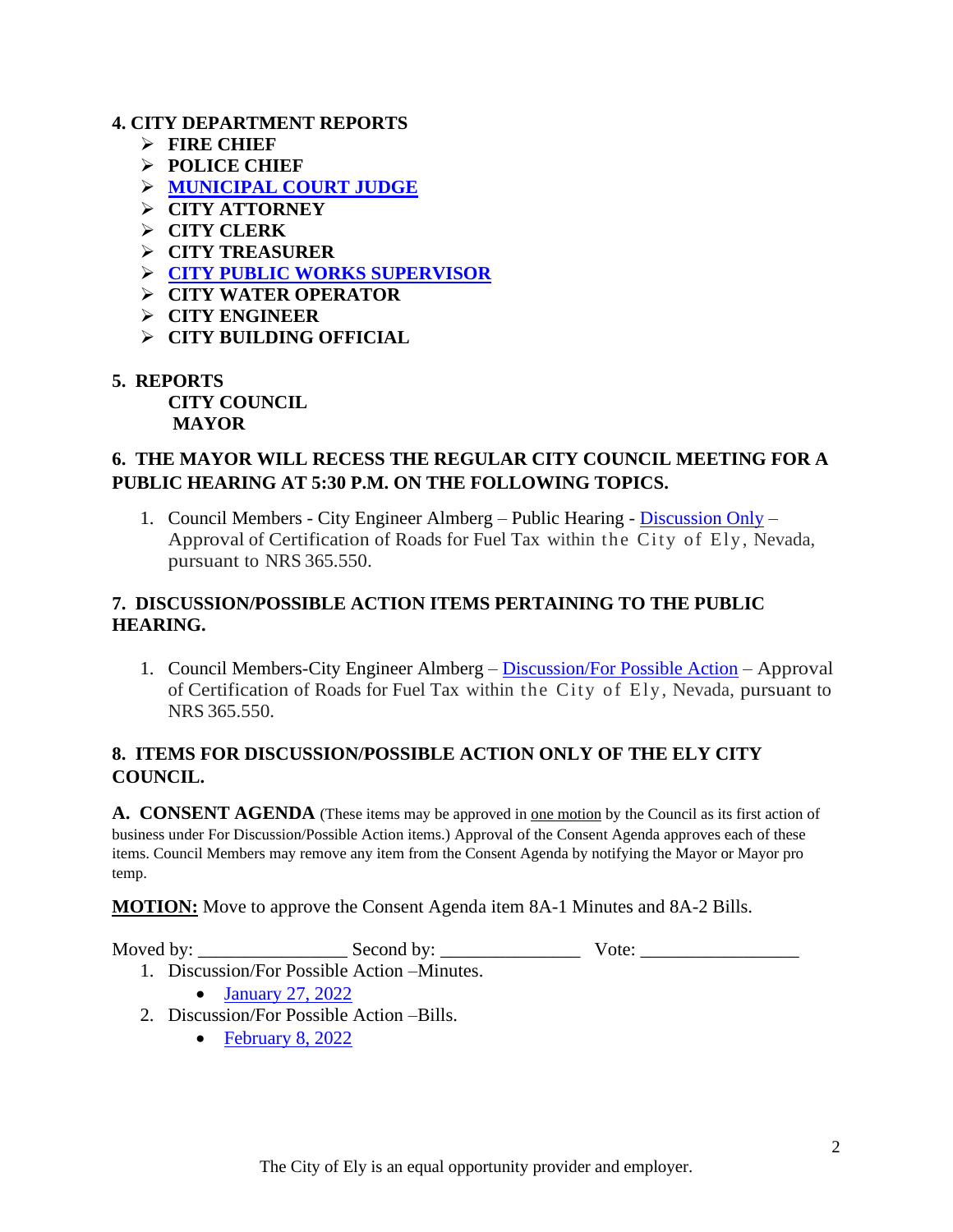**4. CITY DEPARTMENT REPORTS**

- **FIRE CHIEF**
- **POLICE CHIEF**
- **MUNICIPAL COURT JUDGE**
- **CITY ATTORNEY**
- **CITY CLERK**
- **CITY TREASURER**
- **CITY PUBLIC WORKS SUPERVISOR**
- **CITY WATER OPERATOR**
- **CITY ENGINEER**
- **CITY BUILDING OFFICIAL**

**5. REPORTS**

**CITY COUNCIL**

**MAYOR**

**6. THE MAYOR WILL RECESS THE REGULAR CITY COUNCIL MEETING FOR A PUBLIC HEARING AT 5:30 P.M. ON THE FOLLOWING TOPICS.**

1. Council Members - City Engineer Almberg – Public Hearing - Discussion Only – Approval of Certification of Roads for Fuel Tax within the City of Ely, Nevada, pursuant to NRS 365.550.

**7. DISCUSSION/POSSIBLE ACTION ITEMS PERTAINING TO THE PUBLIC HEARING.**

1. Council Members-City Engineer Almberg – Discussion/For Possible Action – Approval of Certification of Roads for Fuel Tax within the City of Ely, Nevada, pursuant to NRS 365.550.

**8. ITEMS FOR DISCUSSION/POSSIBLE ACTION ONLY OF THE ELY CITY COUNCIL.**

**A. CONSENT AGENDA** (These items may be approved in one motion by the Council as its first action of business under For Discussion/Possible Action items.) Approval of the Consent Agenda approves each of these items. Council Members may remove any item from the Consent Agenda by notifying the Mayor or Mayor pro temp.

**MOTION:** Move to approve the Consent Agenda item 8A-1 Minutes and 8A-2 Bills.

Moved by: _______________ Second by: ______________ Vote: ________________

1. Discussion/For Possible Action –Minutes.
   - January 27, 2022
2. Discussion/For Possible Action –Bills.
   - February 8, 2022

The City of Ely is an equal opportunity provider and employer.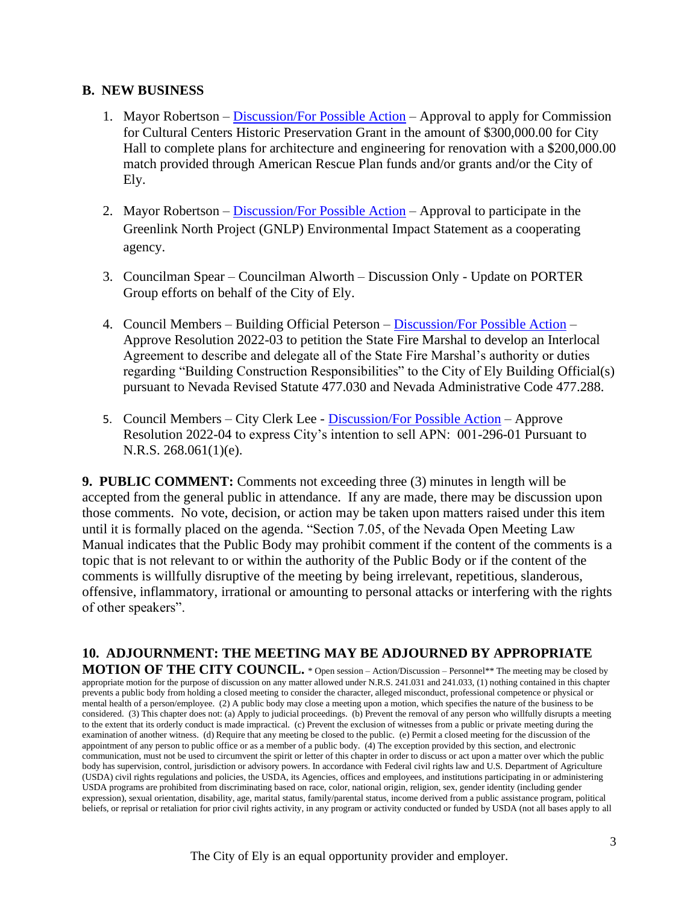### B. NEW BUSINESS

1. Mayor Robertson – Discussion/For Possible Action – Approval to apply for Commission for Cultural Centers Historic Preservation Grant in the amount of $300,000.00 for City Hall to complete plans for architecture and engineering for renovation with a $200,000.00 match provided through American Rescue Plan funds and/or grants and/or the City of Ely.

2. Mayor Robertson – Discussion/For Possible Action – Approval to participate in the Greenlink North Project (GNLP) Environmental Impact Statement as a cooperating agency.

3. Councilman Spear – Councilman Alworth – Discussion Only - Update on PORTER Group efforts on behalf of the City of Ely.

4. Council Members – Building Official Peterson – Discussion/For Possible Action – Approve Resolution 2022-03 to petition the State Fire Marshal to develop an Interlocal Agreement to describe and delegate all of the State Fire Marshal's authority or duties regarding "Building Construction Responsibilities" to the City of Ely Building Official(s) pursuant to Nevada Revised Statute 477.030 and Nevada Administrative Code 477.288.

5. Council Members – City Clerk Lee - Discussion/For Possible Action – Approve Resolution 2022-04 to express City's intention to sell APN: 001-296-01 Pursuant to N.R.S. 268.061(1)(e).

**9. PUBLIC COMMENT:** Comments not exceeding three (3) minutes in length will be accepted from the general public in attendance. If any are made, there may be discussion upon those comments. No vote, decision, or action may be taken upon matters raised under this item until it is formally placed on the agenda. "Section 7.05, of the Nevada Open Meeting Law Manual indicates that the Public Body may prohibit comment if the content of the comments is a topic that is not relevant to or within the authority of the Public Body or if the content of the comments is willfully disruptive of the meeting by being irrelevant, repetitious, slanderous, offensive, inflammatory, irrational or amounting to personal attacks or interfering with the rights of other speakers".

**10. ADJOURNMENT: THE MEETING MAY BE ADJOURNED BY APPROPRIATE MOTION OF THE CITY COUNCIL.** * Open session – Action/Discussion – Personnel** The meeting may be closed by appropriate motion for the purpose of discussion on any matter allowed under N.R.S. 241.031 and 241.033, (1) nothing contained in this chapter prevents a public body from holding a closed meeting to consider the character, alleged misconduct, professional competence or physical or mental health of a person/employee. (2) A public body may close a meeting upon a motion, which specifies the nature of the business to be considered. (3) This chapter does not: (a) Apply to judicial proceedings. (b) Prevent the removal of any person who willfully disrupts a meeting to the extent that its orderly conduct is made impractical. (c) Prevent the exclusion of witnesses from a public or private meeting during the examination of another witness. (d) Require that any meeting be closed to the public. (e) Permit a closed meeting for the discussion of the appointment of any person to public office or as a member of a public body. (4) The exception provided by this section, and electronic communication, must not be used to circumvent the spirit or letter of this chapter in order to discuss or act upon a matter over which the public body has supervision, control, jurisdiction or advisory powers. In accordance with Federal civil rights law and U.S. Department of Agriculture (USDA) civil rights regulations and policies, the USDA, its Agencies, offices and employees, and institutions participating in or administering USDA programs are prohibited from discriminating based on race, color, national origin, religion, sex, gender identity (including gender expression), sexual orientation, disability, age, marital status, family/parental status, income derived from a public assistance program, political beliefs, or reprisal or retaliation for prior civil rights activity, in any program or activity conducted or funded by USDA (not all bases apply to all

The City of Ely is an equal opportunity provider and employer.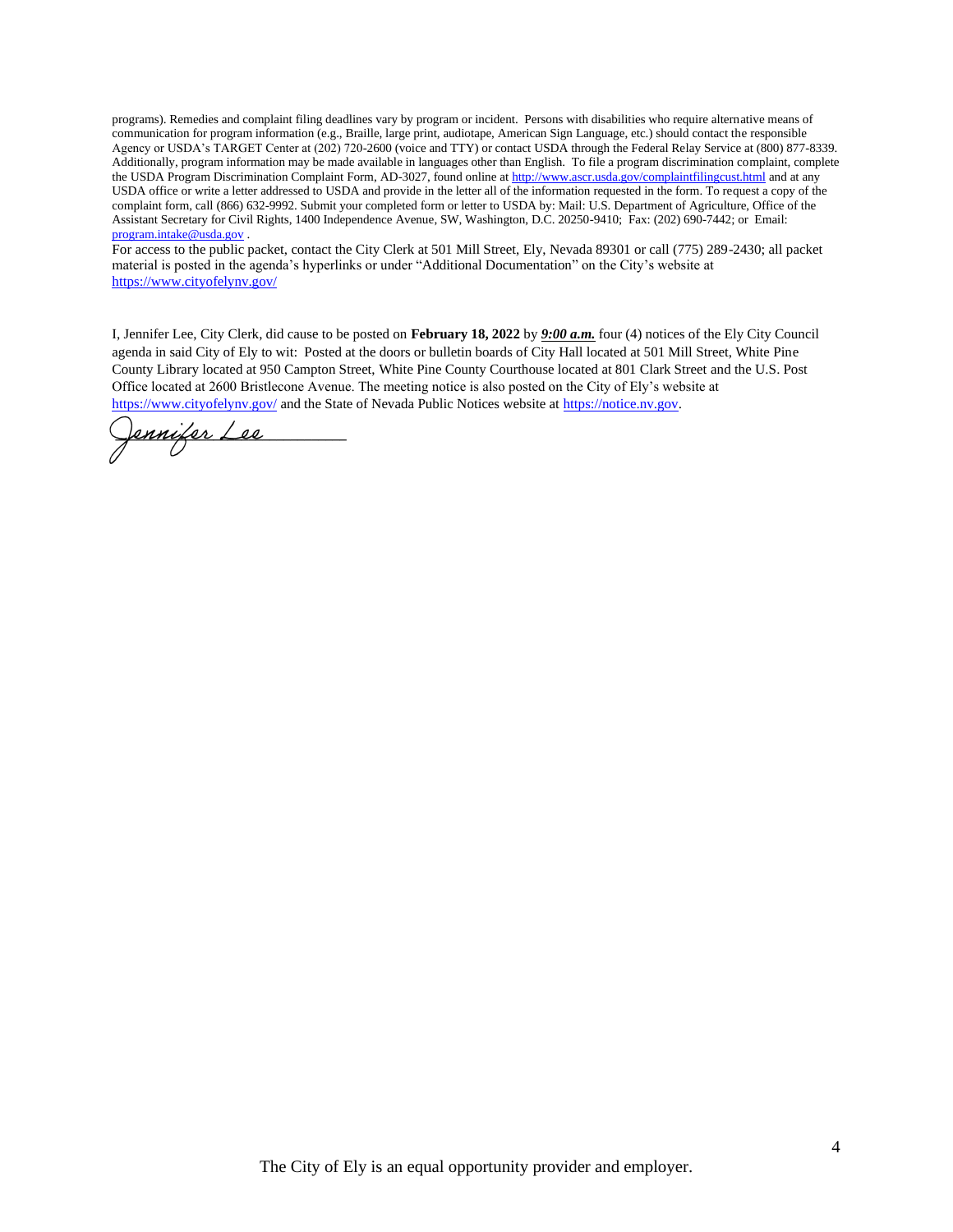programs). Remedies and complaint filing deadlines vary by program or incident. Persons with disabilities who require alternative means of communication for program information (e.g., Braille, large print, audiotape, American Sign Language, etc.) should contact the responsible Agency or USDA's TARGET Center at (202) 720-2600 (voice and TTY) or contact USDA through the Federal Relay Service at (800) 877-8339. Additionally, program information may be made available in languages other than English. To file a program discrimination complaint, complete the USDA Program Discrimination Complaint Form, AD-3027, found online at http://www.ascr.usda.gov/complaintfilingcust.html and at any USDA office or write a letter addressed to USDA and provide in the letter all of the information requested in the form. To request a copy of the complaint form, call (866) 632-9992. Submit your completed form or letter to USDA by: Mail: U.S. Department of Agriculture, Office of the Assistant Secretary for Civil Rights, 1400 Independence Avenue, SW, Washington, D.C. 20250-9410; Fax: (202) 690-7442; or Email: program.intake@usda.gov .

For access to the public packet, contact the City Clerk at 501 Mill Street, Ely, Nevada 89301 or call (775) 289-2430; all packet material is posted in the agenda's hyperlinks or under "Additional Documentation" on the City's website at https://www.cityofelynv.gov/

I, Jennifer Lee, City Clerk, did cause to be posted on **February 18, 2022** by ***9:00 a.m.*** four (4) notices of the Ely City Council agenda in said City of Ely to wit: Posted at the doors or bulletin boards of City Hall located at 501 Mill Street, White Pine County Library located at 950 Campton Street, White Pine County Courthouse located at 801 Clark Street and the U.S. Post Office located at 2600 Bristlecone Avenue. The meeting notice is also posted on the City of Ely's website at https://www.cityofelynv.gov/ and the State of Nevada Public Notices website at https://notice.nv.gov.

*Jennifer Lee*

The City of Ely is an equal opportunity provider and employer.